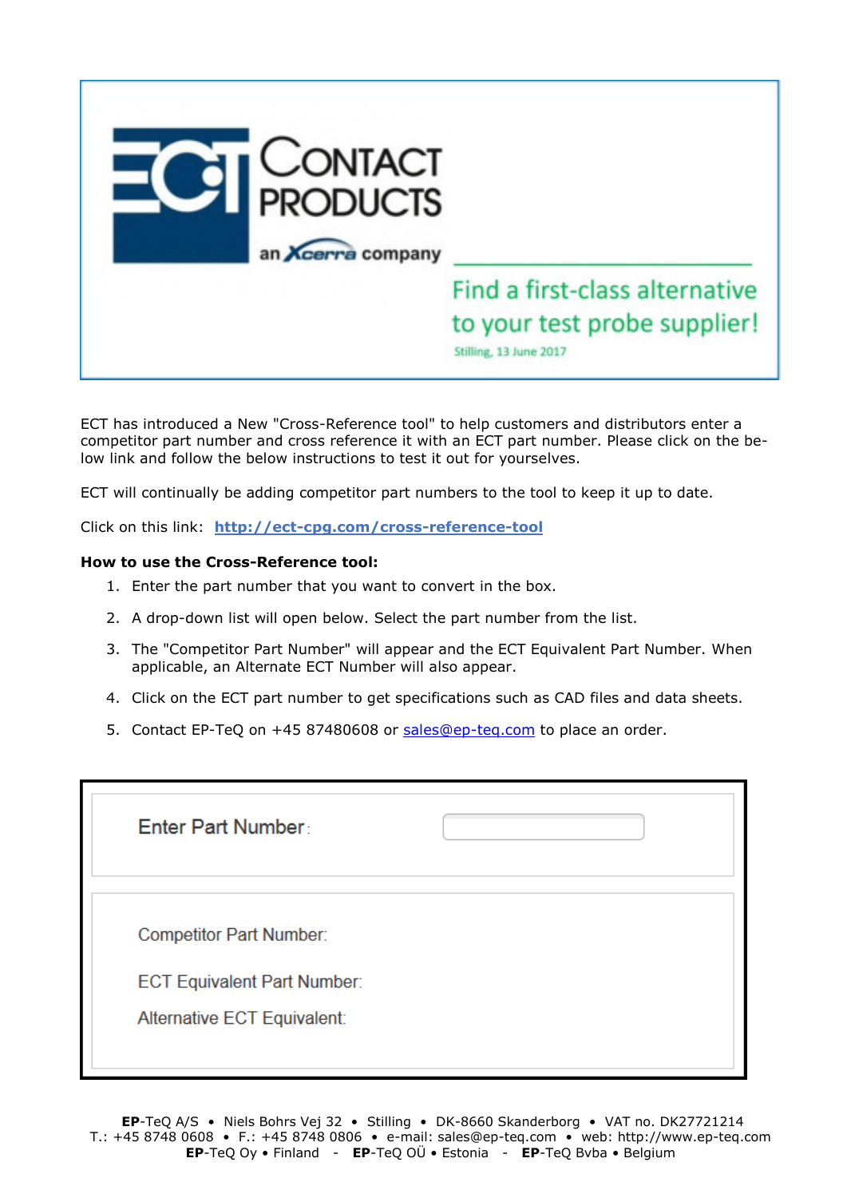ECT Contact Products

an Xcerra company

## Find a first-class alternative to your test probe supplier!

Stilling, 13 June 2017

ECT has introduced a New "Cross-Reference tool" to help customers and distributors enter a competitor part number and cross reference it with an ECT part number. Please click on the below link and follow the below instructions to test it out for yourselves.

ECT will continually be adding competitor part numbers to the tool to keep it up to date.

Click on this link: [http://ect-cpg.com/cross-reference-tool](http://ect-cpg.com/cross-reference-tool)

**How to use the Cross-Reference tool:**

1. Enter the part number that you want to convert in the box.
2. A drop-down list will open below. Select the part number from the list.
3. The "Competitor Part Number" will appear and the ECT Equivalent Part Number. When applicable, an Alternate ECT Number will also appear.
4. Click on the ECT part number to get specifications such as CAD files and data sheets.
5. Contact EP-TeQ on +45 87480608 or sales@ep-teq.com to place an order.

Enter Part Number:

Competitor Part Number:

ECT Equivalent Part Number:

Alternative ECT Equivalent:

**EP**-TeQ A/S • Niels Bohrs Vej 32 • Stilling • DK-8660 Skanderborg • VAT no. DK27721214
T.: +45 8748 0608 • F.: +45 8748 0806 • e-mail: sales@ep-teq.com • web: http://www.ep-teq.com
**EP**-TeQ Oy • Finland - **EP**-TeQ OÜ • Estonia - **EP**-TeQ Bvba • Belgium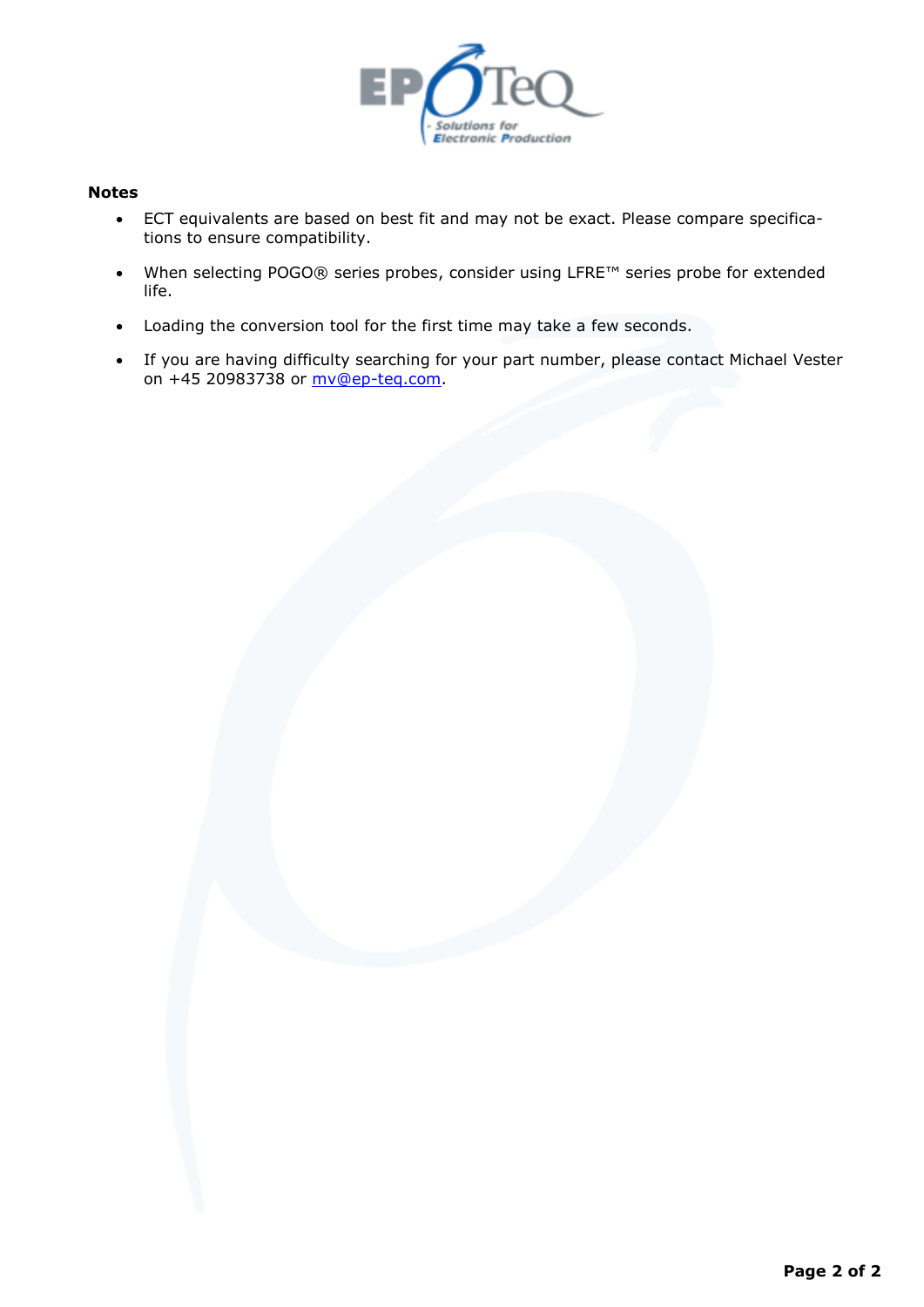**Notes**

- ECT equivalents are based on best fit and may not be exact. Please compare specifications to ensure compatibility.
- When selecting POGO® series probes, consider using LFRE™ series probe for extended life.
- Loading the conversion tool for the first time may take a few seconds.
- If you are having difficulty searching for your part number, please contact Michael Vester on +45 20983738 or mv@ep-teq.com.